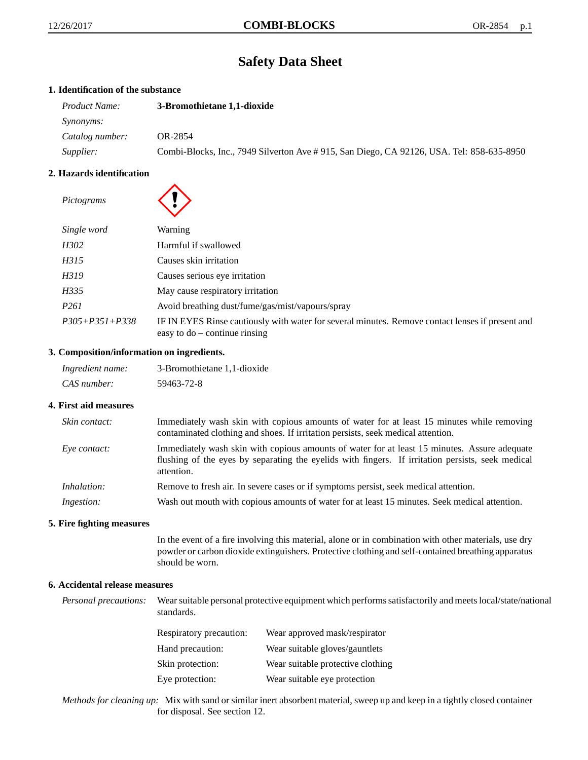# Safety Data Sheet

## 1. Identification of the substance

| | |
|---|---|
| *Product Name:* | **3-Bromothietane 1,1-dioxide** |
| *Synonyms:* | |
| *Catalog number:* | OR-2854 |
| *Supplier:* | Combi-Blocks, Inc., 7949 Silverton Ave # 915, San Diego, CA 92126, USA. Tel: 858-635-8950 |

## 2. Hazards identification

| | |
|---|---|
| *Pictograms* | |
| *Single word* | Warning |
| *H302* | Harmful if swallowed |
| *H315* | Causes skin irritation |
| *H319* | Causes serious eye irritation |
| *H335* | May cause respiratory irritation |
| *P261* | Avoid breathing dust/fume/gas/mist/vapours/spray |
| *P305+P351+P338* | IF IN EYES Rinse cautiously with water for several minutes. Remove contact lenses if present and easy to do – continue rinsing |

## 3. Composition/information on ingredients.

| | |
|---|---|
| *Ingredient name:* | 3-Bromothietane 1,1-dioxide |
| *CAS number:* | 59463-72-8 |

## 4. First aid measures

| | |
|---|---|
| *Skin contact:* | Immediately wash skin with copious amounts of water for at least 15 minutes while removing contaminated clothing and shoes. If irritation persists, seek medical attention. |
| *Eye contact:* | Immediately wash skin with copious amounts of water for at least 15 minutes. Assure adequate flushing of the eyes by separating the eyelids with fingers. If irritation persists, seek medical attention. |
| *Inhalation:* | Remove to fresh air. In severe cases or if symptoms persist, seek medical attention. |
| *Ingestion:* | Wash out mouth with copious amounts of water for at least 15 minutes. Seek medical attention. |

## 5. Fire fighting measures

In the event of a fire involving this material, alone or in combination with other materials, use dry powder or carbon dioxide extinguishers. Protective clothing and self-contained breathing apparatus should be worn.

## 6. Accidental release measures

*Personal precautions:* Wear suitable personal protective equipment which performs satisfactorily and meets local/state/national standards.

| | |
|---|---|
| Respiratory precaution: | Wear approved mask/respirator |
| Hand precaution: | Wear suitable gloves/gauntlets |
| Skin protection: | Wear suitable protective clothing |
| Eye protection: | Wear suitable eye protection |

*Methods for cleaning up:* Mix with sand or similar inert absorbent material, sweep up and keep in a tightly closed container for disposal. See section 12.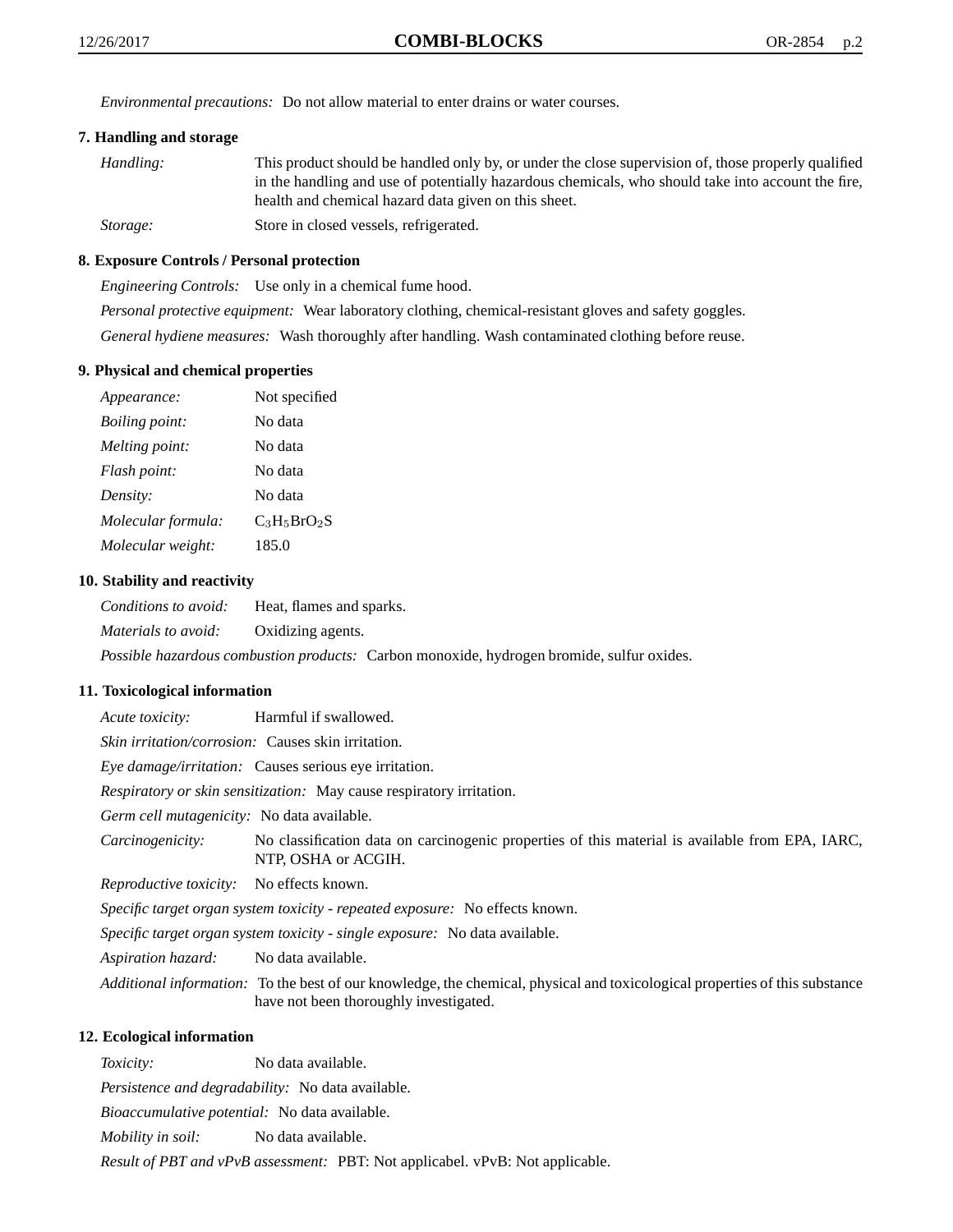*Environmental precautions:* Do not allow material to enter drains or water courses.

## 7. Handling and storage

*Handling:* This product should be handled only by, or under the close supervision of, those properly qualified in the handling and use of potentially hazardous chemicals, who should take into account the fire, health and chemical hazard data given on this sheet.

*Storage:* Store in closed vessels, refrigerated.

## 8. Exposure Controls / Personal protection

*Engineering Controls:* Use only in a chemical fume hood.

*Personal protective equipment:* Wear laboratory clothing, chemical-resistant gloves and safety goggles.

*General hydiene measures:* Wash thoroughly after handling. Wash contaminated clothing before reuse.

## 9. Physical and chemical properties

*Appearance:* Not specified

*Boiling point:* No data

*Melting point:* No data

*Flash point:* No data

*Density:* No data

*Molecular formula:* $C_3H_5BrO_2S$

*Molecular weight:* 185.0

## 10. Stability and reactivity

*Conditions to avoid:* Heat, flames and sparks.

*Materials to avoid:* Oxidizing agents.

*Possible hazardous combustion products:* Carbon monoxide, hydrogen bromide, sulfur oxides.

## 11. Toxicological information

*Acute toxicity:* Harmful if swallowed.

*Skin irritation/corrosion:* Causes skin irritation.

*Eye damage/irritation:* Causes serious eye irritation.

*Respiratory or skin sensitization:* May cause respiratory irritation.

*Germ cell mutagenicity:* No data available.

*Carcinogenicity:* No classification data on carcinogenic properties of this material is available from EPA, IARC, NTP, OSHA or ACGIH.

*Reproductive toxicity:* No effects known.

*Specific target organ system toxicity - repeated exposure:* No effects known.

*Specific target organ system toxicity - single exposure:* No data available.

*Aspiration hazard:* No data available.

*Additional information:* To the best of our knowledge, the chemical, physical and toxicological properties of this substance have not been thoroughly investigated.

## 12. Ecological information

*Toxicity:* No data available.

*Persistence and degradability:* No data available.

*Bioaccumulative potential:* No data available.

*Mobility in soil:* No data available.

*Result of PBT and vPvB assessment:* PBT: Not applicabel. vPvB: Not applicable.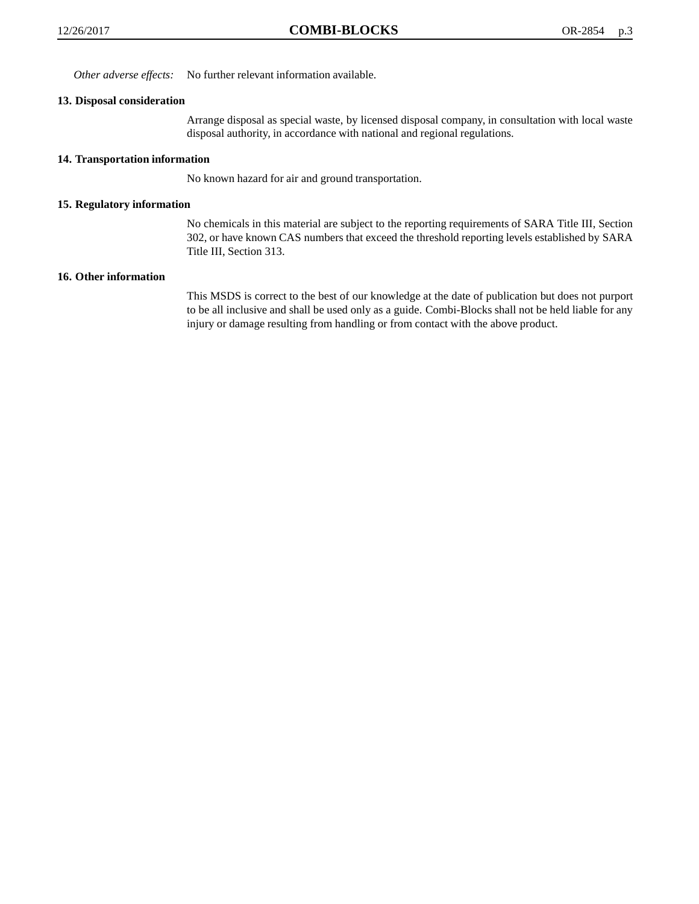*Other adverse effects:* No further relevant information available.

**13. Disposal consideration**

Arrange disposal as special waste, by licensed disposal company, in consultation with local waste disposal authority, in accordance with national and regional regulations.

**14. Transportation information**

No known hazard for air and ground transportation.

**15. Regulatory information**

No chemicals in this material are subject to the reporting requirements of SARA Title III, Section 302, or have known CAS numbers that exceed the threshold reporting levels established by SARA Title III, Section 313.

**16. Other information**

This MSDS is correct to the best of our knowledge at the date of publication but does not purport to be all inclusive and shall be used only as a guide. Combi-Blocks shall not be held liable for any injury or damage resulting from handling or from contact with the above product.